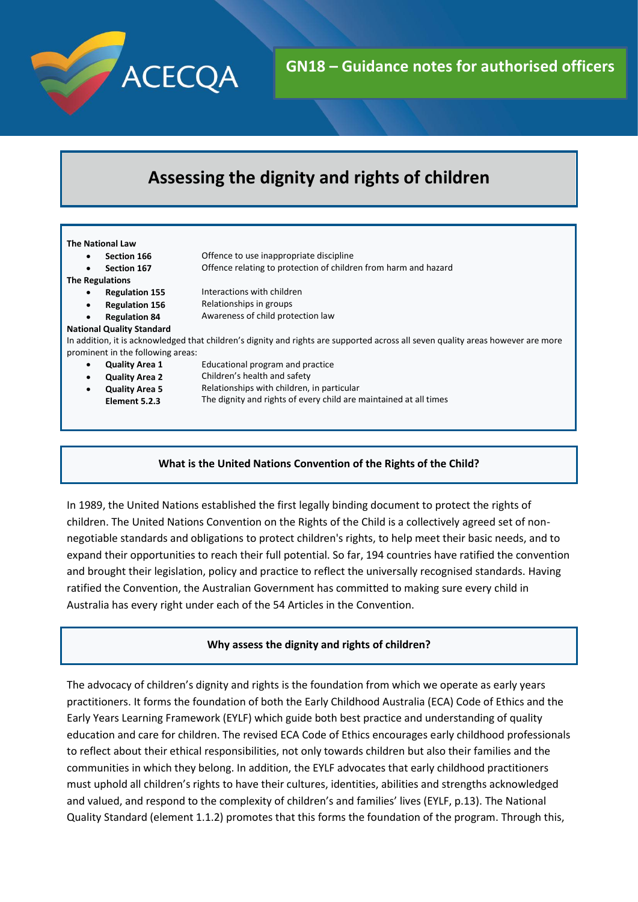GN18 – Guidance notes for authorised officers

# Assessing the dignity and rights of children

**The National Law**

- **Section 166** Offence to use inappropriate discipline
- **Section 167** Offence relating to protection of children from harm and hazard

**The Regulations**

- **Regulation 155** Interactions with children
- **Regulation 156** Relationships in groups
- **Regulation 84** Awareness of child protection law

**National Quality Standard**

In addition, it is acknowledged that children's dignity and rights are supported across all seven quality areas however are more prominent in the following areas:

- **Quality Area 1** Educational program and practice
- **Quality Area 2** Children's health and safety
- **Quality Area 5** Relationships with children, in particular
  **Element 5.2.3** The dignity and rights of every child are maintained at all times

## What is the United Nations Convention of the Rights of the Child?

In 1989, the United Nations established the first legally binding document to protect the rights of children. The United Nations Convention on the Rights of the Child is a collectively agreed set of non-negotiable standards and obligations to protect children's rights, to help meet their basic needs, and to expand their opportunities to reach their full potential. So far, 194 countries have ratified the convention and brought their legislation, policy and practice to reflect the universally recognised standards. Having ratified the Convention, the Australian Government has committed to making sure every child in Australia has every right under each of the 54 Articles in the Convention.

## Why assess the dignity and rights of children?

The advocacy of children's dignity and rights is the foundation from which we operate as early years practitioners. It forms the foundation of both the Early Childhood Australia (ECA) Code of Ethics and the Early Years Learning Framework (EYLF) which guide both best practice and understanding of quality education and care for children. The revised ECA Code of Ethics encourages early childhood professionals to reflect about their ethical responsibilities, not only towards children but also their families and the communities in which they belong. In addition, the EYLF advocates that early childhood practitioners must uphold all children's rights to have their cultures, identities, abilities and strengths acknowledged and valued, and respond to the complexity of children's and families' lives (EYLF, p.13). The National Quality Standard (element 1.1.2) promotes that this forms the foundation of the program. Through this,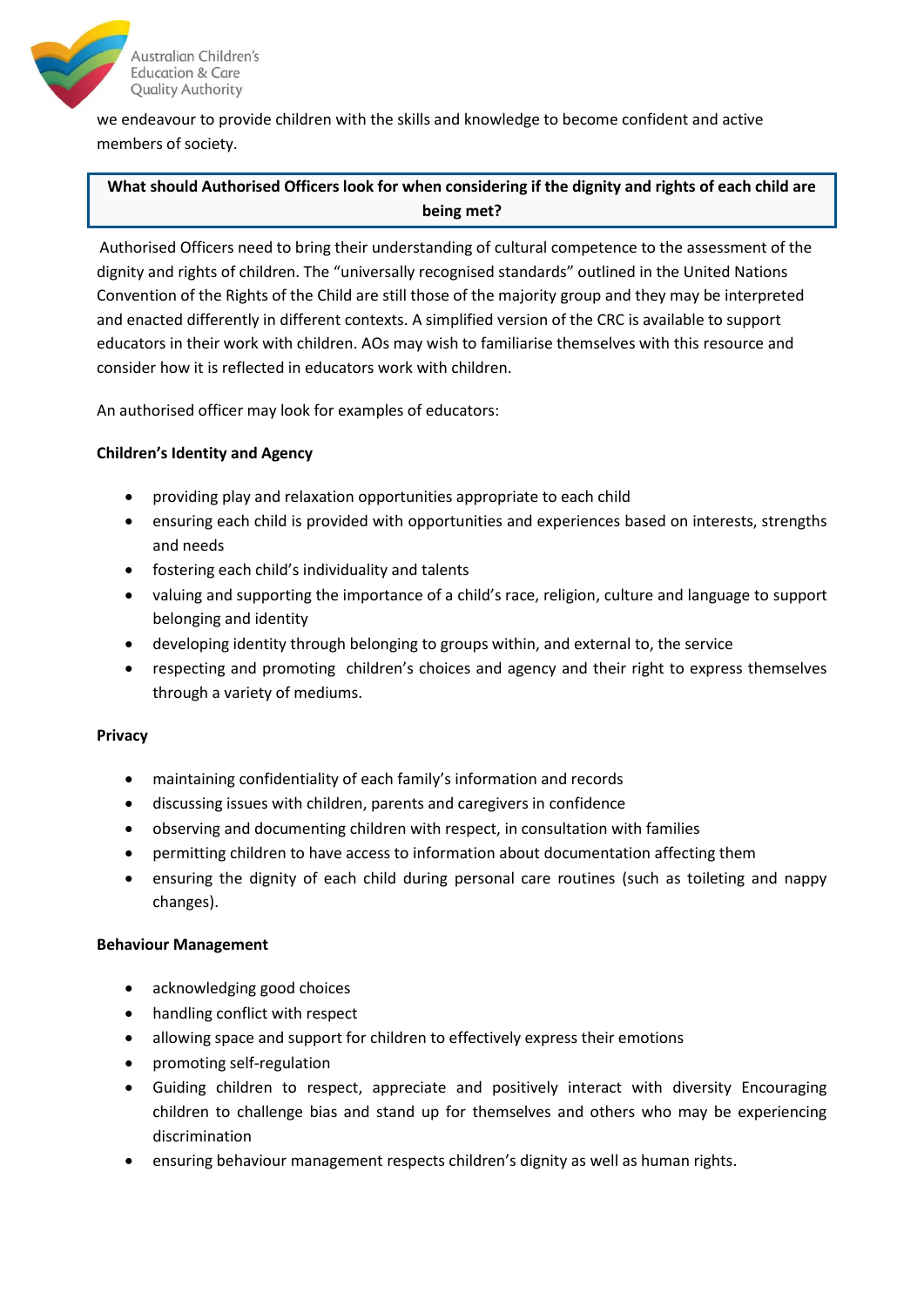we endeavour to provide children with the skills and knowledge to become confident and active members of society.

**What should Authorised Officers look for when considering if the dignity and rights of each child are being met?**

Authorised Officers need to bring their understanding of cultural competence to the assessment of the dignity and rights of children. The "universally recognised standards" outlined in the United Nations Convention of the Rights of the Child are still those of the majority group and they may be interpreted and enacted differently in different contexts. A simplified version of the CRC is available to support educators in their work with children. AOs may wish to familiarise themselves with this resource and consider how it is reflected in educators work with children.

An authorised officer may look for examples of educators:

**Children's Identity and Agency**

- providing play and relaxation opportunities appropriate to each child
- ensuring each child is provided with opportunities and experiences based on interests, strengths and needs
- fostering each child's individuality and talents
- valuing and supporting the importance of a child's race, religion, culture and language to support belonging and identity
- developing identity through belonging to groups within, and external to, the service
- respecting and promoting children's choices and agency and their right to express themselves through a variety of mediums.

**Privacy**

- maintaining confidentiality of each family's information and records
- discussing issues with children, parents and caregivers in confidence
- observing and documenting children with respect, in consultation with families
- permitting children to have access to information about documentation affecting them
- ensuring the dignity of each child during personal care routines (such as toileting and nappy changes).

**Behaviour Management**

- acknowledging good choices
- handling conflict with respect
- allowing space and support for children to effectively express their emotions
- promoting self-regulation
- Guiding children to respect, appreciate and positively interact with diversity Encouraging children to challenge bias and stand up for themselves and others who may be experiencing discrimination
- ensuring behaviour management respects children's dignity as well as human rights.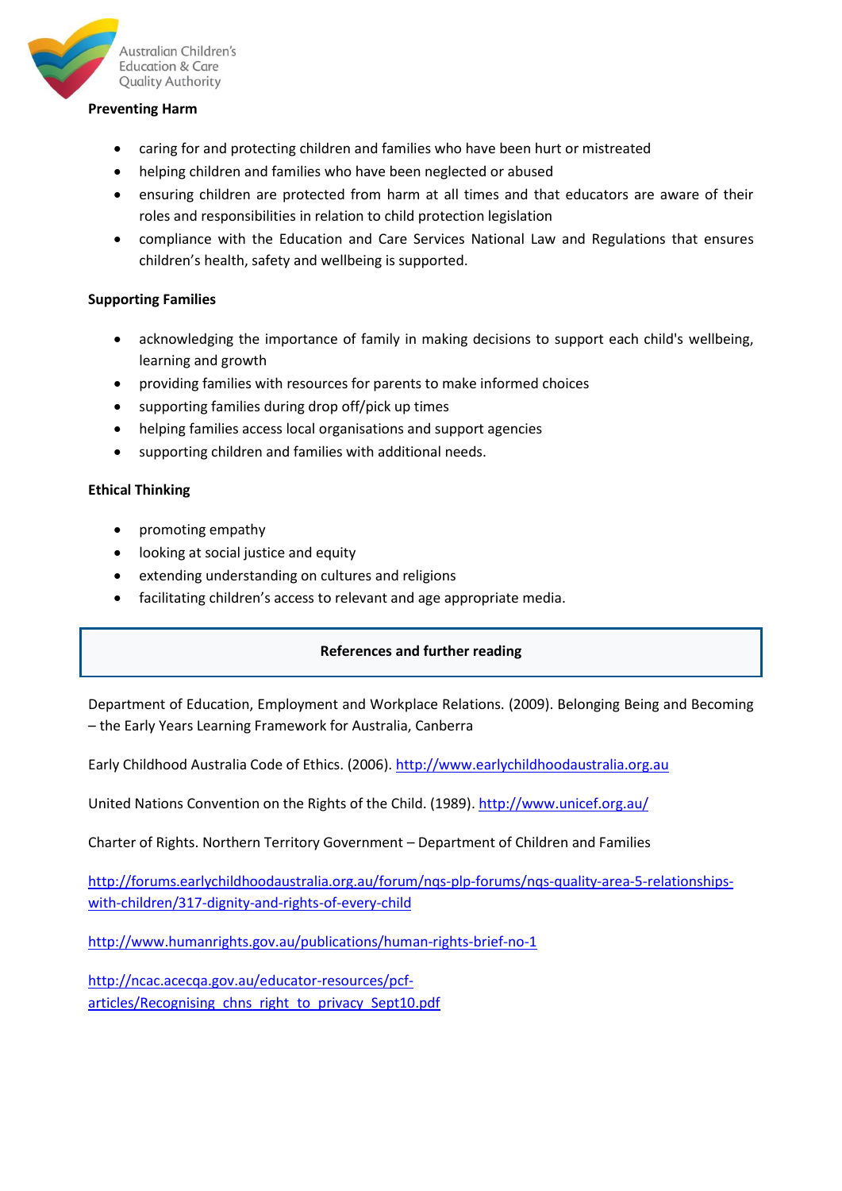**Preventing Harm**

- caring for and protecting children and families who have been hurt or mistreated
- helping children and families who have been neglected or abused
- ensuring children are protected from harm at all times and that educators are aware of their roles and responsibilities in relation to child protection legislation
- compliance with the Education and Care Services National Law and Regulations that ensures children's health, safety and wellbeing is supported.

**Supporting Families**

- acknowledging the importance of family in making decisions to support each child's wellbeing, learning and growth
- providing families with resources for parents to make informed choices
- supporting families during drop off/pick up times
- helping families access local organisations and support agencies
- supporting children and families with additional needs.

**Ethical Thinking**

- promoting empathy
- looking at social justice and equity
- extending understanding on cultures and religions
- facilitating children's access to relevant and age appropriate media.

**References and further reading**

Department of Education, Employment and Workplace Relations. (2009). Belonging Being and Becoming – the Early Years Learning Framework for Australia, Canberra

Early Childhood Australia Code of Ethics. (2006). http://www.earlychildhoodaustralia.org.au

United Nations Convention on the Rights of the Child. (1989). http://www.unicef.org.au/

Charter of Rights. Northern Territory Government – Department of Children and Families

http://forums.earlychildhoodaustralia.org.au/forum/nqs-plp-forums/nqs-quality-area-5-relationships-with-children/317-dignity-and-rights-of-every-child

http://www.humanrights.gov.au/publications/human-rights-brief-no-1

http://ncac.acecqa.gov.au/educator-resources/pcf-articles/Recognising_chns_right_to_privacy_Sept10.pdf